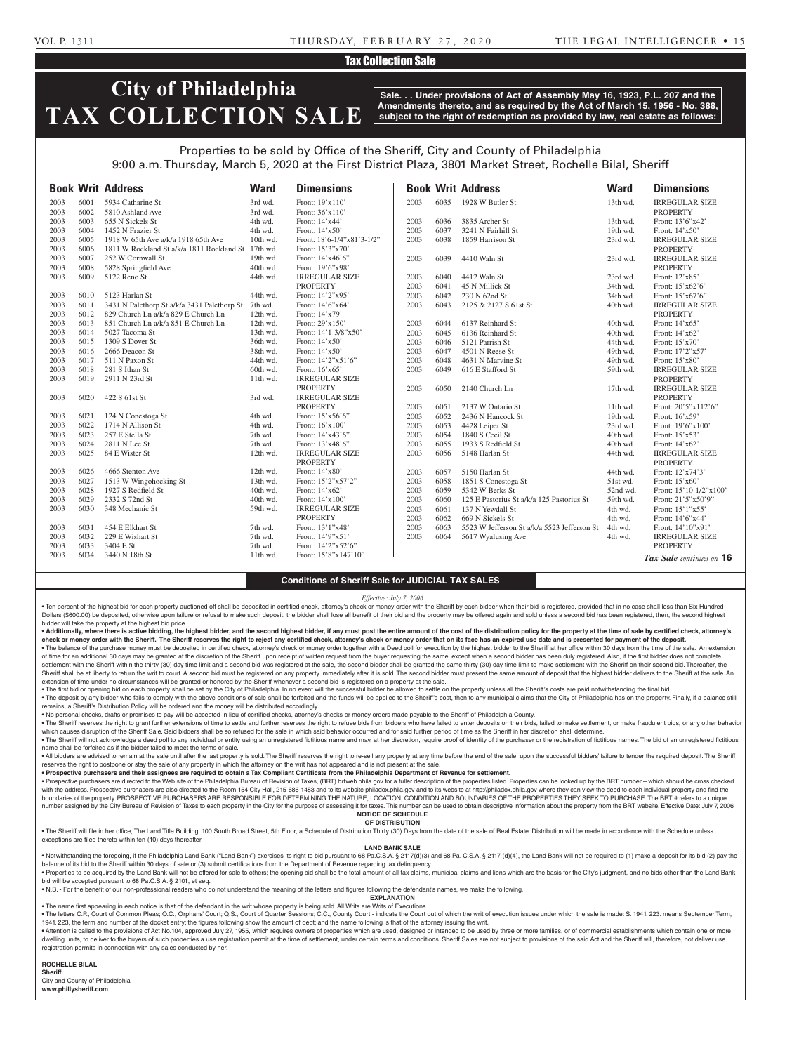Tax Collection Sale

# City of Philadelphia TAX COLLECTION SALE

**Sale. . . Under provisions of Act of Assembly May 16, 1923, P.L. 207 and the Amendments thereto, and as required by the Act of March 15, 1956 - No. 388, subject to the right of redemption as provided by law, real estate as follows:**

Properties to be sold by Office of the Sheriff, City and County of Philadelphia
9:00 a.m. Thursday, March 5, 2020 at the First District Plaza, 3801 Market Street, Rochelle Bilal, Sheriff

| Book | Writ | Address | Ward | Dimensions |
|---|---|---|---|---|
| 2003 | 6001 | 5934 Catharine St | 3rd wd. | Front: 19'x110' |
| 2003 | 6002 | 5810 Ashland Ave | 3rd wd. | Front: 36'x110' |
| 2003 | 6003 | 655 N Sickels St | 4th wd. | Front: 14'x44' |
| 2003 | 6004 | 1452 N Frazier St | 4th wd. | Front: 14'x50' |
| 2003 | 6005 | 1918 W 65th Ave a/k/a 1918 65th Ave | 10th wd. | Front: 18'6-1/4"x81'3-1/2" |
| 2003 | 6006 | 1811 W Rockland St a/k/a 1811 Rockland St | 17th wd. | Front: 15'3"x70' |
| 2003 | 6007 | 252 W Cornwall St | 19th wd. | Front: 14'x46'6" |
| 2003 | 6008 | 5828 Springfield Ave | 40th wd. | Front: 19'6"x98' |
| 2003 | 6009 | 5122 Reno St | 44th wd. | IRREGULAR SIZE PROPERTY |
| 2003 | 6010 | 5123 Harlan St | 44th wd. | Front: 14'2"x95' |
| 2003 | 6011 | 3431 N Palethorp St a/k/a 3431 Palethorp St | 7th wd. | Front: 14'6"x64' |
| 2003 | 6012 | 829 Church Ln a/k/a 829 E Church Ln | 12th wd. | Front: 14'x79' |
| 2003 | 6013 | 851 Church Ln a/k/a 851 E Church Ln | 12th wd. | Front: 29'x150' |
| 2003 | 6014 | 5027 Tacoma St | 13th wd. | Front: 14'1-3/8"x50' |
| 2003 | 6015 | 1309 S Dover St | 36th wd. | Front: 14'x50' |
| 2003 | 6016 | 2666 Deacon St | 38th wd. | Front: 14'x50' |
| 2003 | 6017 | 511 N Paxon St | 44th wd. | Front: 14'2"x51'6" |
| 2003 | 6018 | 281 S Ithan St | 60th wd. | Front: 16'x65' |
| 2003 | 6019 | 2911 N 23rd St | 11th wd. | IRREGULAR SIZE PROPERTY |
| 2003 | 6020 | 422 S 61st St | 3rd wd. | IRREGULAR SIZE PROPERTY |
| 2003 | 6021 | 124 N Conestoga St | 4th wd. | Front: 15'x56'6" |
| 2003 | 6022 | 1714 N Allison St | 4th wd. | Front: 16'x100' |
| 2003 | 6023 | 257 E Stella St | 7th wd. | Front: 14'x43'6" |
| 2003 | 6024 | 2811 N Lee St | 7th wd. | Front: 13'x48'6" |
| 2003 | 6025 | 84 E Wister St | 12th wd. | IRREGULAR SIZE PROPERTY |
| 2003 | 6026 | 4666 Stenton Ave | 12th wd. | Front: 14'x80' |
| 2003 | 6027 | 1513 W Wingohocking St | 13th wd. | Front: 15'2"x57'2" |
| 2003 | 6028 | 1927 S Redfield St | 40th wd. | Front: 14'x62' |
| 2003 | 6029 | 2332 S 72nd St | 40th wd. | Front: 14'x100' |
| 2003 | 6030 | 348 Mechanic St | 59th wd. | IRREGULAR SIZE PROPERTY |
| 2003 | 6031 | 454 E Elkhart St | 7th wd. | Front: 13'1"x48' |
| 2003 | 6032 | 229 E Wishart St | 7th wd. | Front: 14'9"x51' |
| 2003 | 6033 | 3404 E St | 7th wd. | Front: 14'2"x52'6" |
| 2003 | 6034 | 3440 N 18th St | 11th wd. | Front: 15'8"x147'10" |
| 2003 | 6035 | 1928 W Butler St | 13th wd. | IRREGULAR SIZE PROPERTY |
| 2003 | 6036 | 3835 Archer St | 13th wd. | Front: 13'6"x42' |
| 2003 | 6037 | 3241 N Fairhill St | 19th wd. | Front: 14'x50' |
| 2003 | 6038 | 1859 Harrison St | 23rd wd. | IRREGULAR SIZE PROPERTY |
| 2003 | 6039 | 4410 Waln St | 23rd wd. | IRREGULAR SIZE PROPERTY |
| 2003 | 6040 | 4412 Waln St | 23rd wd. | Front: 12'x85' |
| 2003 | 6041 | 45 N Millick St | 34th wd. | Front: 15'x62'6" |
| 2003 | 6042 | 230 N 62nd St | 34th wd. | Front: 15'x67'6" |
| 2003 | 6043 | 2125 & 2127 S 61st St | 40th wd. | IRREGULAR SIZE PROPERTY |
| 2003 | 6044 | 6137 Reinhard St | 40th wd. | Front: 14'x65' |
| 2003 | 6045 | 6136 Reinhard St | 40th wd. | Front: 14'x62' |
| 2003 | 6046 | 5121 Parrish St | 44th wd. | Front: 15'x70' |
| 2003 | 6047 | 4501 N Reese St | 49th wd. | Front: 17'2"x57' |
| 2003 | 6048 | 4631 N Marvine St | 49th wd. | Front: 15'x80' |
| 2003 | 6049 | 616 E Stafford St | 59th wd. | IRREGULAR SIZE PROPERTY |
| 2003 | 6050 | 2140 Church Ln | 17th wd. | IRREGULAR SIZE PROPERTY |
| 2003 | 6051 | 2137 W Ontario St | 11th wd. | Front: 20'5"x112'6" |
| 2003 | 6052 | 2436 N Hancock St | 19th wd. | Front: 16'x59' |
| 2003 | 6053 | 4428 Leiper St | 23rd wd. | Front: 19'6"x100' |
| 2003 | 6054 | 1840 S Cecil St | 40th wd. | Front: 15'x53' |
| 2003 | 6055 | 1933 S Redfield St | 40th wd. | Front: 14'x62' |
| 2003 | 6056 | 5148 Harlan St | 44th wd. | IRREGULAR SIZE PROPERTY |
| 2003 | 6057 | 5150 Harlan St | 44th wd. | Front: 12'x74'3" |
| 2003 | 6058 | 1851 S Conestoga St | 51st wd. | Front: 15'x60' |
| 2003 | 6059 | 5342 W Berks St | 52nd wd. | Front: 15'10-1/2"x100' |
| 2003 | 6060 | 125 E Pastorius St a/k/a 125 Pastorius St | 59th wd. | Front: 21'5"x50'9" |
| 2003 | 6061 | 137 N Yewdall St | 4th wd. | Front: 15'1"x55' |
| 2003 | 6062 | 669 N Sickels St | 4th wd. | Front: 14'6"x44' |
| 2003 | 6063 | 5523 W Jefferson St a/k/a 5523 Jefferson St | 4th wd. | Front: 14'10"x91' |
| 2003 | 6064 | 5617 Wyalusing Ave | 4th wd. | IRREGULAR SIZE PROPERTY |

*Tax Sale continues on* **16**

## Conditions of Sheriff Sale for JUDICIAL TAX SALES

*Effective: July 7, 2006*

• Ten percent of the highest bid for each property auctioned off shall be deposited in certified check, attorney's check or money order with the Sheriff by each bidder when their bid is registered, provided that in no case shall less than Six Hundred Dollars ($600.00) be deposited, otherwise upon failure or refusal to make such deposit, the bidder shall lose all benefit of their bid and the property may be offered again and sold unless a second bid has been registered, then, the second highest bidder will take the property at the highest bid price.

• **Additionally, where there is active bidding, the highest bidder, and the second highest bidder, if any must post the entire amount of the cost of the distribution policy for the property at the time of sale by certified check, attorney's check or money order with the Sheriff. The Sheriff reserves the right to reject any certified check, attorney's check or money order that on its face has an expired use date and is presented for payment of the deposit.**

• The balance of the purchase money must be deposited in certified check, attorney's check or money order together with a Deed poll for execution by the highest bidder to the Sheriff at her office within 30 days from the time of the sale. An extension of time for an additional 30 days may be granted at the discretion of the Sheriff upon receipt of written request from the buyer requesting the same, except when a second bidder has been duly registered. Also, if the first bidder does not complete settlement with the Sheriff within the thirty (30) day time limit and a second bid was registered at the sale, the second bidder shall be granted the same thirty (30) day time limit to make settlement with the Sheriff on their second bid. Thereafter, the Sheriff shall be at liberty to return the writ to court. A second bid must be registered on any property immediately after it is sold. The second bidder must present the same amount of deposit that the highest bidder delivers to the Sheriff at the sale. An extension of time under no circumstances will be granted or honored by the Sheriff whenever a second bid is registered on a property at the sale.

• The first bid or opening bid on each property shall be set by the City of Philadelphia. In no event will the successful bidder be allowed to settle on the property unless all the Sheriff's costs are paid notwithstanding the final bid.

• The deposit by any bidder who fails to comply with the above conditions of sale shall be forfeited and the funds will be applied to the Sheriff's cost, then to any municipal claims that the City of Philadelphia has on the property. Finally, if a balance still remains, a Sheriff's Distribution Policy will be ordered and the money will be distributed accordingly.

• No personal checks, drafts or promises to pay will be accepted in lieu of certified checks, attorney's checks or money orders made payable to the Sheriff of Philadelphia County.

• The Sheriff reserves the right to grant further extensions of time to settle and further reserves the right to refuse bids from bidders who have failed to enter deposits on their bids, failed to make settlement, or make fraudulent bids, or any other behavior which causes disruption of the Sheriff Sale. Said bidders shall be so refused for the sale in which said behavior occurred and for said further period of time as the Sheriff in her discretion shall determine.

• The Sheriff will not acknowledge a deed poll to any individual or entity using an unregistered fictitious name and may, at her discretion, require proof of identity of the purchaser or the registration of fictitious names. The bid of an unregistered fictitious name shall be forfeited as if the bidder failed to meet the terms of sale.

• All bidders are advised to remain at the sale until after the last property is sold. The Sheriff reserves the right to re-sell any property at any time before the end of the sale, upon the successful bidders' failure to tender the required deposit. The Sheriff reserves the right to postpone or stay the sale of any property in which the attorney on the writ has not appeared and is not present at the sale.

• **Prospective purchasers and their assignees are required to obtain a Tax Compliant Certificate from the Philadelphia Department of Revenue for settlement.**

• Prospective purchasers are directed to the Web site of the Philadelphia Bureau of Revision of Taxes, (BRT) brtweb.phila.gov for a fuller description of the properties listed. Properties can be looked up by the BRT number – which should be cross checked with the address. Prospective purchasers are also directed to the Room 154 City Hall, 215-686-1483 and to its website philadox.phila.gov and to its website at http://philadox.phila.gov where they can view the deed to each individual property and find the boundaries of the property. PROSPECTIVE PURCHASERS ARE RESPONSIBLE FOR DETERMINING THE NATURE, LOCATION, CONDITION AND BOUNDARIES OF THE PROPERTIES THEY SEEK TO PURCHASE. The BRT # refers to a unique number assigned by the City Bureau of Revision of Taxes to each property in the City for the purpose of assessing it for taxes. This number can be used to obtain descriptive information about the property from the BRT website. Effective Date: July 7, 2006

**NOTICE OF SCHEDULE OF DISTRIBUTION**

• The Sheriff will file in her office, The Land Title Building, 100 South Broad Street, 5th Floor, a Schedule of Distribution Thirty (30) Days from the date of the sale of Real Estate. Distribution will be made in accordance with the Schedule unless exceptions are filed thereto within ten (10) days thereafter.

**LAND BANK SALE**

• Notwithstanding the foregoing, if the Philadelphia Land Bank ("Land Bank") exercises its right to bid pursuant to 68 Pa.C.S.A. § 2117(d)(3) and 68 Pa. C.S.A. § 2117 (d)(4), the Land Bank will not be required to (1) make a deposit for its bid (2) pay the balance of its bid to the Sheriff within 30 days of sale or (3) submit certifications from the Department of Revenue regarding tax delinquency.

• Properties to be acquired by the Land Bank will not be offered for sale to others; the opening bid shall be the total amount of all tax claims, municipal claims and liens which are the basis for the City's judgment, and no bids other than the Land Bank bid will be accepted pursuant to 68 Pa.C.S.A. § 2101, et seq.

• N.B. - For the benefit of our non-professional readers who do not understand the meaning of the letters and figures following the defendant's names, we make the following.

**EXPLANATION**

• The name first appearing in each notice is that of the defendant in the writ whose property is being sold. All Writs are Writs of Executions.

• The letters C.P., Court of Common Pleas; O.C., Orphans' Court; Q.S., Court of Quarter Sessions; C.C., County Court - indicate the Court out of which the writ of execution issues under which the sale is made: S. 1941. 223. means September Term, 1941. 223, the term and number of the docket entry; the figures following show the amount of debt; and the name following is that of the attorney issuing the writ.

• Attention is called to the provisions of Act No.104, approved July 27, 1955, which requires owners of properties which are used, designed or intended to be used by three or more families, or of commercial establishments which contain one or more dwelling units, to deliver to the buyers of such properties a use registration permit at the time of settlement, under certain terms and conditions. Sheriff Sales are not subject to provisions of the said Act and the Sheriff will, therefore, not deliver use registration permits in connection with any sales conducted by her.

**ROCHELLE BILAL**
**Sheriff**
City and County of Philadelphia
**www.phillysheriff.com**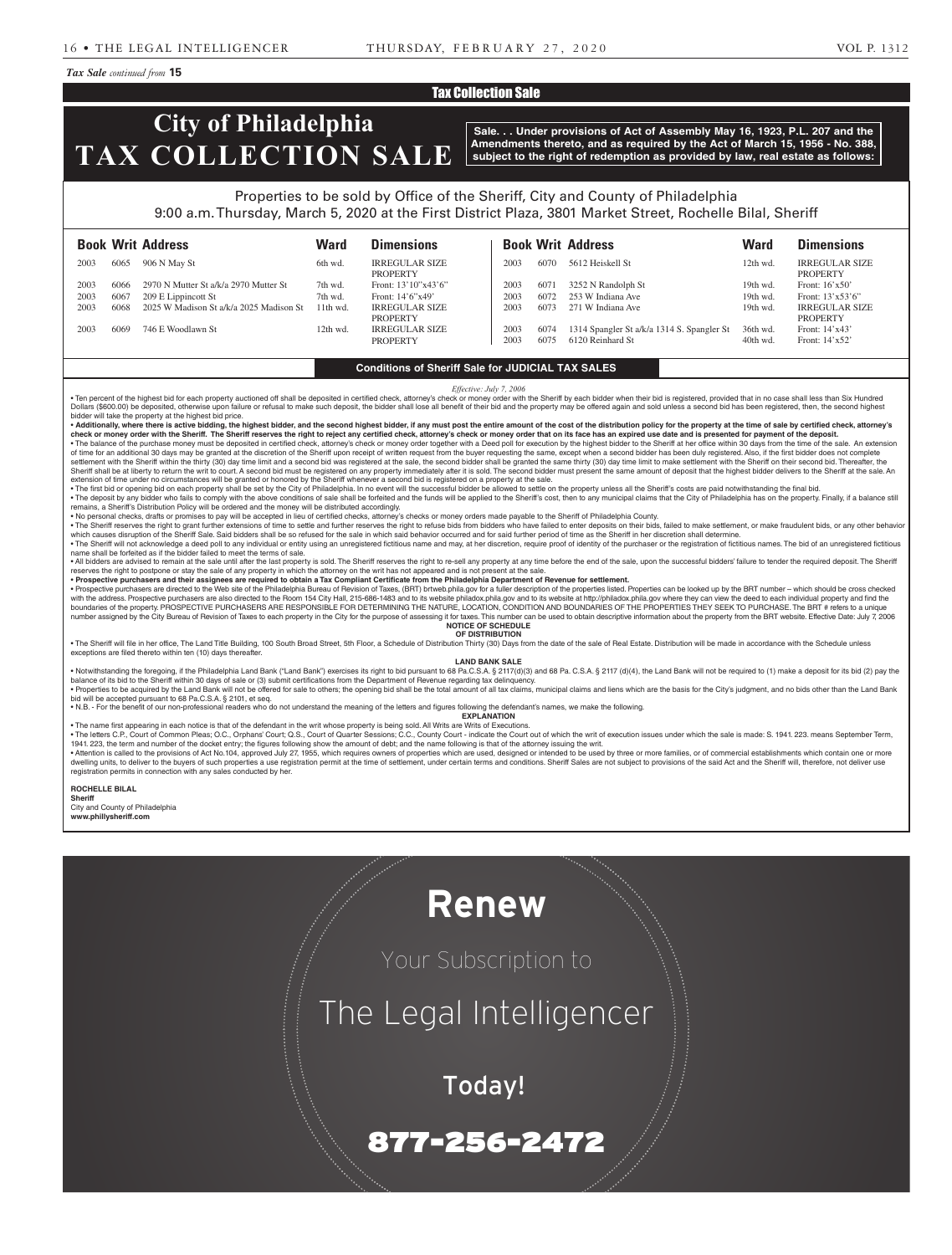*Tax Sale continued from* **15**

## Tax Collection Sale

# City of Philadelphia TAX COLLECTION SALE

**Sale. . . Under provisions of Act of Assembly May 16, 1923, P.L. 207 and the Amendments thereto, and as required by the Act of March 15, 1956 - No. 388, subject to the right of redemption as provided by law, real estate as follows:**

Properties to be sold by Office of the Sheriff, City and County of Philadelphia
9:00 a.m. Thursday, March 5, 2020 at the First District Plaza, 3801 Market Street, Rochelle Bilal, Sheriff

| Book | Writ | Address | Ward | Dimensions |
|---|---|---|---|---|
| 2003 | 6065 | 906 N May St | 6th wd. | IRREGULAR SIZE PROPERTY |
| 2003 | 6066 | 2970 N Mutter St a/k/a 2970 Mutter St | 7th wd. | Front: 13'10"x43'6" |
| 2003 | 6067 | 209 E Lippincott St | 7th wd. | Front: 14'6"x49' |
| 2003 | 6068 | 2025 W Madison St a/k/a 2025 Madison St | 11th wd. | IRREGULAR SIZE PROPERTY |
| 2003 | 6069 | 746 E Woodlawn St | 12th wd. | IRREGULAR SIZE PROPERTY |
| 2003 | 6070 | 5612 Heiskell St | 12th wd. | IRREGULAR SIZE PROPERTY |
| 2003 | 6071 | 3252 N Randolph St | 19th wd. | Front: 16'x50' |
| 2003 | 6072 | 253 W Indiana Ave | 19th wd. | Front: 13'x53'6" |
| 2003 | 6073 | 271 W Indiana Ave | 19th wd. | IRREGULAR SIZE PROPERTY |
| 2003 | 6074 | 1314 Spangler St a/k/a 1314 S. Spangler St | 36th wd. | Front: 14'x43' |
| 2003 | 6075 | 6120 Reinhard St | 40th wd. | Front: 14'x52' |

### Conditions of Sheriff Sale for JUDICIAL TAX SALES

*Effective: July 7, 2006*

• Ten percent of the highest bid for each property auctioned off shall be deposited in certified check, attorney's check or money order with the Sheriff by each bidder when their bid is registered, provided that in no case shall less than Six Hundred Dollars ($600.00) be deposited, otherwise upon failure or refusal to make such deposit, the bidder shall lose all benefit of their bid and the property may be offered again and sold unless a second bid has been registered, then, the second highest bidder will take the property at the highest bid price.

• **Additionally, where there is active bidding, the highest bidder, and the second highest bidder, if any must post the entire amount of the cost of the distribution policy for the property at the time of sale by certified check, attorney's check or money order with the Sheriff. The Sheriff reserves the right to reject any certified check, attorney's check or money order that on its face has an expired use date and is presented for payment of the deposit.**

• The balance of the purchase money must be deposited in certified check, attorney's check or money order together with a Deed poll for execution by the highest bidder to the Sheriff at her office within 30 days from the time of the sale. An extension of time for an additional 30 days may be granted at the discretion of the Sheriff upon receipt of written request from the buyer requesting the same, except when a second bidder has been duly registered. Also, if the first bidder does not complete settlement with the Sheriff within the thirty (30) day time limit and a second bid was registered at the sale, the second bidder shall be granted the same thirty (30) day time limit to make settlement with the Sheriff on their second bid. Thereafter, the Sheriff shall be at liberty to return the writ to court. A second bid must be registered on any property immediately after it is sold. The second bidder must present the same amount of deposit that the highest bidder delivers to the Sheriff at the sale. An extension of time under no circumstances will be granted or honored by the Sheriff whenever a second bid is registered on a property at the sale.

• The first bid or opening bid on each property shall be set by the City of Philadelphia. In no event will the successful bidder be allowed to settle on the property unless all the Sheriff's costs are paid notwithstanding the final bid.

• The deposit by any bidder who fails to comply with the above conditions of sale shall be forfeited and the funds will be applied to the Sheriff's cost, then to any municipal claims that the City of Philadelphia has on the property. Finally, if a balance still remains, a Sheriff's Distribution Policy will be ordered and the money will be distributed accordingly.

• No personal checks, drafts or promises to pay will be accepted in lieu of certified checks, attorney's checks or money orders made payable to the Sheriff of Philadelphia County.

• The Sheriff reserves the right to grant further extensions of time to settle and further reserves the right to refuse bids from bidders who have failed to enter deposits on their bids, failed to make settlement, or make fraudulent bids, or any other behavior which causes disruption of the Sheriff Sale. Said bidders shall be so refused for the sale in which said behavior occurred and for said further period of time as the Sheriff in her discretion shall determine.

• The Sheriff will not acknowledge a deed poll to any individual or entity using an unregistered fictitious name and may, at her discretion, require proof of identity of the purchaser or the registration of fictitious names. The bid of an unregistered fictitious name shall be forfeited as if the bidder failed to meet the terms of sale.

• All bidders are advised to remain at the sale until after the last property is sold. The Sheriff reserves the right to re-sell any property at any time before the end of the sale, upon the successful bidders' failure to tender the required deposit. The Sheriff reserves the right to postpone or stay the sale of any property in which the attorney on the writ has not appeared and is not present at the sale.

• **Prospective purchasers and their assignees are required to obtain a Tax Compliant Certificate from the Philadelphia Department of Revenue for settlement.**

• Prospective purchasers are directed to the Web site of the Philadelphia Bureau of Revision of Taxes, (BRT) brtweb.phila.gov for a fuller description of the properties listed. Properties can be looked up by the BRT number – which should be cross checked with the address. Prospective purchasers are also directed to the Room 154 City Hall, 215-686-1483 and to its website philadox.phila.gov and to its website at http://philadox.phila.gov where they can view the deed to each individual property and find the boundaries of the property. PROSPECTIVE PURCHASERS ARE RESPONSIBLE FOR DETERMINING THE NATURE, LOCATION, CONDITION AND BOUNDARIES OF THE PROPERTIES THEY SEEK TO PURCHASE. The BRT # refers to a unique number assigned by the City Bureau of Revision of Taxes to each property in the City for the purpose of assessing it for taxes. This number can be used to obtain descriptive information about the property from the BRT website. Effective Date: July 7, 2006

**NOTICE OF SCHEDULE OF DISTRIBUTION**

• The Sheriff will file in her office, The Land Title Building, 100 South Broad Street, 5th Floor, a Schedule of Distribution Thirty (30) Days from the date of the sale of Real Estate. Distribution will be made in accordance with the Schedule unless exceptions are filed thereto within ten (10) days thereafter.

**LAND BANK SALE**

• Notwithstanding the foregoing, if the Philadelphia Land Bank ("Land Bank") exercises its right to bid pursuant to 68 Pa.C.S.A. § 2117(d)(3) and 68 Pa. C.S.A. § 2117 (d)(4), the Land Bank will not be required to (1) make a deposit for its bid (2) pay the balance of its bid to the Sheriff within 30 days of sale or (3) submit certifications from the Department of Revenue regarding tax delinquency.

• Properties to be acquired by the Land Bank will not be offered for sale to others; the opening bid shall be the total amount of all tax claims, municipal claims and liens which are the basis for the City's judgment, and no bids other than the Land Bank bid will be accepted pursuant to 68 Pa.C.S.A. § 2101, et seq.

• N.B. - For the benefit of our non-professional readers who do not understand the meaning of the letters and figures following the defendant's names, we make the following.

**EXPLANATION**

• The name first appearing in each notice is that of the defendant in the writ whose property is being sold. All Writs are Writs of Executions.

• The letters C.P., Court of Common Pleas; O.C., Orphans' Court; Q.S., Court of Quarter Sessions; C.C., County Court - indicate the Court out of which the writ of execution issues under which the sale is made: S. 1941. 223. means September Term, 1941. 223, the term and number of the docket entry; the figures following show the amount of debt; and the name following is that of the attorney issuing the writ.

• Attention is called to the provisions of Act No.104, approved July 27, 1955, which requires owners of properties which are used, designed or intended to be used by three or more families, or of commercial establishments which contain one or more dwelling units, to deliver to the buyers of such properties a use registration permit at the time of settlement, under certain terms and conditions. Sheriff Sales are not subject to provisions of the said Act and the Sheriff will, therefore, not deliver use registration permits in connection with any sales conducted by her.

**ROCHELLE BILAL**
**Sheriff**
City and County of Philadelphia
**www.phillysheriff.com**

**Renew**

Your Subscription to

The Legal Intelligencer

Today!

**877-256-2472**